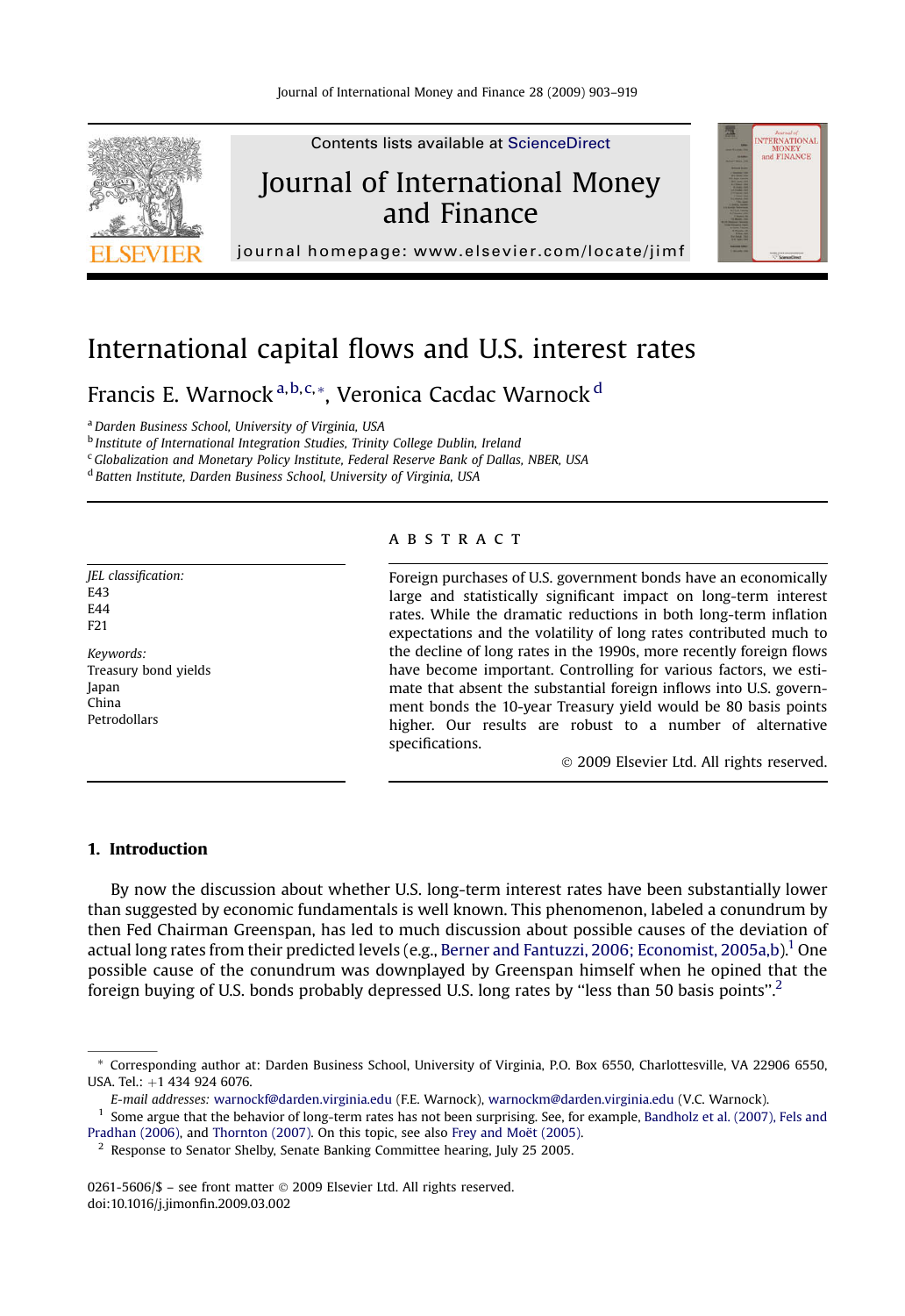# International capital flows and U.S. interest rates

Francis E. Warnock [a,b,c,*], Veronica Cacdac Warnock [d]

[a] Darden Business School, University of Virginia, USA
[b] Institute of International Integration Studies, Trinity College Dublin, Ireland
[c] Globalization and Monetary Policy Institute, Federal Reserve Bank of Dallas, NBER, USA
[d] Batten Institute, Darden Business School, University of Virginia, USA

*JEL classification:*
E43
E44
F21

*Keywords:*
Treasury bond yields
Japan
China
Petrodollars

## ABSTRACT

Foreign purchases of U.S. government bonds have an economically large and statistically significant impact on long-term interest rates. While the dramatic reductions in both long-term inflation expectations and the volatility of long rates contributed much to the decline of long rates in the 1990s, more recently foreign flows have become important. Controlling for various factors, we estimate that absent the substantial foreign inflows into U.S. government bonds the 10-year Treasury yield would be 80 basis points higher. Our results are robust to a number of alternative specifications.

© 2009 Elsevier Ltd. All rights reserved.

## 1. Introduction

By now the discussion about whether U.S. long-term interest rates have been substantially lower than suggested by economic fundamentals is well known. This phenomenon, labeled a conundrum by then Fed Chairman Greenspan, has led to much discussion about possible causes of the deviation of actual long rates from their predicted levels (e.g., Berner and Fantuzzi, 2006; Economist, 2005a,b).[1] One possible cause of the conundrum was downplayed by Greenspan himself when he opined that the foreign buying of U.S. bonds probably depressed U.S. long rates by "less than 50 basis points".[2]

---

\* Corresponding author at: Darden Business School, University of Virginia, P.O. Box 6550, Charlottesville, VA 22906 6550, USA. Tel.: +1 434 924 6076.

*E-mail addresses:* warnockf@darden.virginia.edu (F.E. Warnock), warnockm@darden.virginia.edu (V.C. Warnock).

[1] Some argue that the behavior of long-term rates has not been surprising. See, for example, Bandholz et al. (2007), Fels and Pradhan (2006), and Thornton (2007). On this topic, see also Frey and Moët (2005).

[2] Response to Senator Shelby, Senate Banking Committee hearing, July 25 2005.

0261-5606/$ – see front matter © 2009 Elsevier Ltd. All rights reserved.
doi:10.1016/j.jimonfin.2009.03.002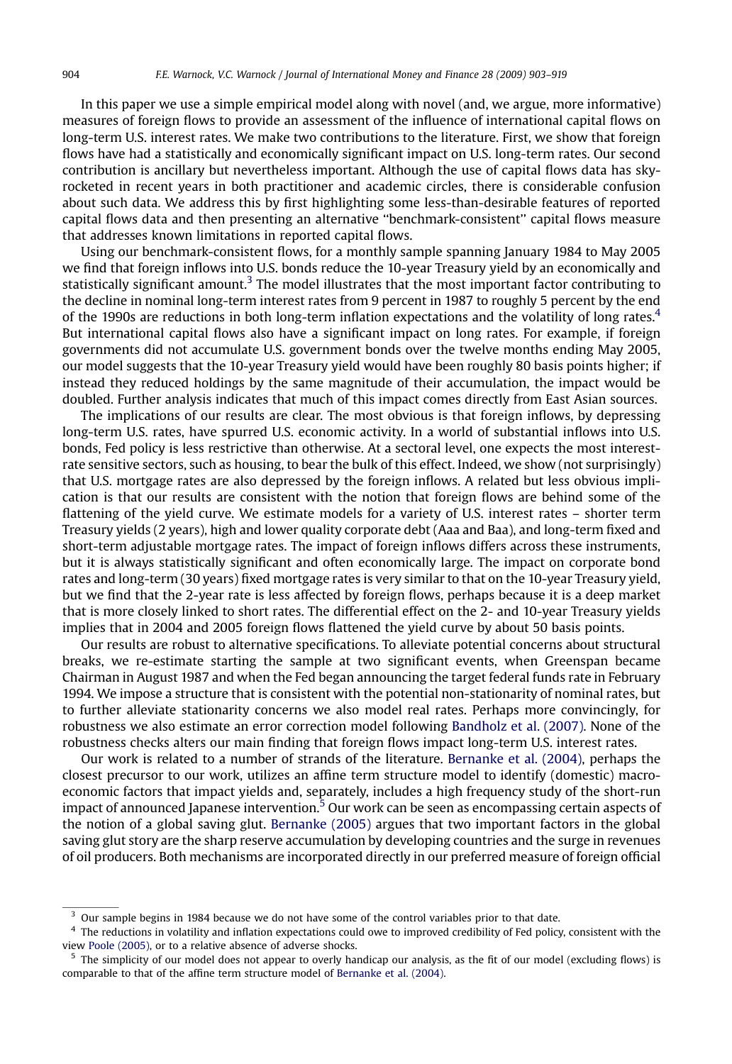In this paper we use a simple empirical model along with novel (and, we argue, more informative) measures of foreign flows to provide an assessment of the influence of international capital flows on long-term U.S. interest rates. We make two contributions to the literature. First, we show that foreign flows have had a statistically and economically significant impact on U.S. long-term rates. Our second contribution is ancillary but nevertheless important. Although the use of capital flows data has skyrocketed in recent years in both practitioner and academic circles, there is considerable confusion about such data. We address this by first highlighting some less-than-desirable features of reported capital flows data and then presenting an alternative "benchmark-consistent" capital flows measure that addresses known limitations in reported capital flows.

Using our benchmark-consistent flows, for a monthly sample spanning January 1984 to May 2005 we find that foreign inflows into U.S. bonds reduce the 10-year Treasury yield by an economically and statistically significant amount.[3] The model illustrates that the most important factor contributing to the decline in nominal long-term interest rates from 9 percent in 1987 to roughly 5 percent by the end of the 1990s are reductions in both long-term inflation expectations and the volatility of long rates.[4] But international capital flows also have a significant impact on long rates. For example, if foreign governments did not accumulate U.S. government bonds over the twelve months ending May 2005, our model suggests that the 10-year Treasury yield would have been roughly 80 basis points higher; if instead they reduced holdings by the same magnitude of their accumulation, the impact would be doubled. Further analysis indicates that much of this impact comes directly from East Asian sources.

The implications of our results are clear. The most obvious is that foreign inflows, by depressing long-term U.S. rates, have spurred U.S. economic activity. In a world of substantial inflows into U.S. bonds, Fed policy is less restrictive than otherwise. At a sectoral level, one expects the most interest-rate sensitive sectors, such as housing, to bear the bulk of this effect. Indeed, we show (not surprisingly) that U.S. mortgage rates are also depressed by the foreign inflows. A related but less obvious implication is that our results are consistent with the notion that foreign flows are behind some of the flattening of the yield curve. We estimate models for a variety of U.S. interest rates – shorter term Treasury yields (2 years), high and lower quality corporate debt (Aaa and Baa), and long-term fixed and short-term adjustable mortgage rates. The impact of foreign inflows differs across these instruments, but it is always statistically significant and often economically large. The impact on corporate bond rates and long-term (30 years) fixed mortgage rates is very similar to that on the 10-year Treasury yield, but we find that the 2-year rate is less affected by foreign flows, perhaps because it is a deep market that is more closely linked to short rates. The differential effect on the 2- and 10-year Treasury yields implies that in 2004 and 2005 foreign flows flattened the yield curve by about 50 basis points.

Our results are robust to alternative specifications. To alleviate potential concerns about structural breaks, we re-estimate starting the sample at two significant events, when Greenspan became Chairman in August 1987 and when the Fed began announcing the target federal funds rate in February 1994. We impose a structure that is consistent with the potential non-stationarity of nominal rates, but to further alleviate stationarity concerns we also model real rates. Perhaps more convincingly, for robustness we also estimate an error correction model following Bandholz et al. (2007). None of the robustness checks alters our main finding that foreign flows impact long-term U.S. interest rates.

Our work is related to a number of strands of the literature. Bernanke et al. (2004), perhaps the closest precursor to our work, utilizes an affine term structure model to identify (domestic) macroeconomic factors that impact yields and, separately, includes a high frequency study of the short-run impact of announced Japanese intervention.[5] Our work can be seen as encompassing certain aspects of the notion of a global saving glut. Bernanke (2005) argues that two important factors in the global saving glut story are the sharp reserve accumulation by developing countries and the surge in revenues of oil producers. Both mechanisms are incorporated directly in our preferred measure of foreign official

---

[3] Our sample begins in 1984 because we do not have some of the control variables prior to that date.

[4] The reductions in volatility and inflation expectations could owe to improved credibility of Fed policy, consistent with the view Poole (2005), or to a relative absence of adverse shocks.

[5] The simplicity of our model does not appear to overly handicap our analysis, as the fit of our model (excluding flows) is comparable to that of the affine term structure model of Bernanke et al. (2004).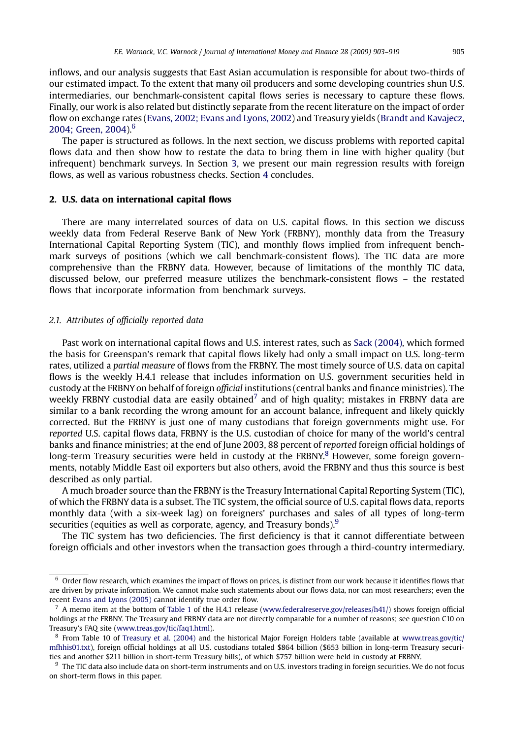inflows, and our analysis suggests that East Asian accumulation is responsible for about two-thirds of our estimated impact. To the extent that many oil producers and some developing countries shun U.S. intermediaries, our benchmark-consistent capital flows series is necessary to capture these flows. Finally, our work is also related but distinctly separate from the recent literature on the impact of order flow on exchange rates (Evans, 2002; Evans and Lyons, 2002) and Treasury yields (Brandt and Kavajecz, 2004; Green, 2004).[6]

The paper is structured as follows. In the next section, we discuss problems with reported capital flows data and then show how to restate the data to bring them in line with higher quality (but infrequent) benchmark surveys. In Section 3, we present our main regression results with foreign flows, as well as various robustness checks. Section 4 concludes.

## 2. U.S. data on international capital flows

There are many interrelated sources of data on U.S. capital flows. In this section we discuss weekly data from Federal Reserve Bank of New York (FRBNY), monthly data from the Treasury International Capital Reporting System (TIC), and monthly flows implied from infrequent benchmark surveys of positions (which we call benchmark-consistent flows). The TIC data are more comprehensive than the FRBNY data. However, because of limitations of the monthly TIC data, discussed below, our preferred measure utilizes the benchmark-consistent flows – the restated flows that incorporate information from benchmark surveys.

### 2.1. Attributes of officially reported data

Past work on international capital flows and U.S. interest rates, such as Sack (2004), which formed the basis for Greenspan's remark that capital flows likely had only a small impact on U.S. long-term rates, utilized a *partial measure* of flows from the FRBNY. The most timely source of U.S. data on capital flows is the weekly H.4.1 release that includes information on U.S. government securities held in custody at the FRBNY on behalf of foreign *official* institutions (central banks and finance ministries). The weekly FRBNY custodial data are easily obtained[7] and of high quality; mistakes in FRBNY data are similar to a bank recording the wrong amount for an account balance, infrequent and likely quickly corrected. But the FRBNY is just one of many custodians that foreign governments might use. For *reported* U.S. capital flows data, FRBNY is the U.S. custodian of choice for many of the world's central banks and finance ministries; at the end of June 2003, 88 percent of *reported* foreign official holdings of long-term Treasury securities were held in custody at the FRBNY.[8] However, some foreign governments, notably Middle East oil exporters but also others, avoid the FRBNY and thus this source is best described as only partial.

A much broader source than the FRBNY is the Treasury International Capital Reporting System (TIC), of which the FRBNY data is a subset. The TIC system, the official source of U.S. capital flows data, reports monthly data (with a six-week lag) on foreigners' purchases and sales of all types of long-term securities (equities as well as corporate, agency, and Treasury bonds).[9]

The TIC system has two deficiencies. The first deficiency is that it cannot differentiate between foreign officials and other investors when the transaction goes through a third-country intermediary.

---

[6] Order flow research, which examines the impact of flows on prices, is distinct from our work because it identifies flows that are driven by private information. We cannot make such statements about our flows data, nor can most researchers; even the recent Evans and Lyons (2005) cannot identify true order flow.

[7] A memo item at the bottom of Table 1 of the H.4.1 release (www.federalreserve.gov/releases/h41/) shows foreign official holdings at the FRBNY. The Treasury and FRBNY data are not directly comparable for a number of reasons; see question C10 on Treasury's FAQ site (www.treas.gov/tic/faq1.html).

[8] From Table 10 of Treasury et al. (2004) and the historical Major Foreign Holders table (available at www.treas.gov/tic/mfhhis01.txt), foreign official holdings at all U.S. custodians totaled $864 billion ($653 billion in long-term Treasury securities and another $211 billion in short-term Treasury bills), of which $757 billion were held in custody at FRBNY.

[9] The TIC data also include data on short-term instruments and on U.S. investors trading in foreign securities. We do not focus on short-term flows in this paper.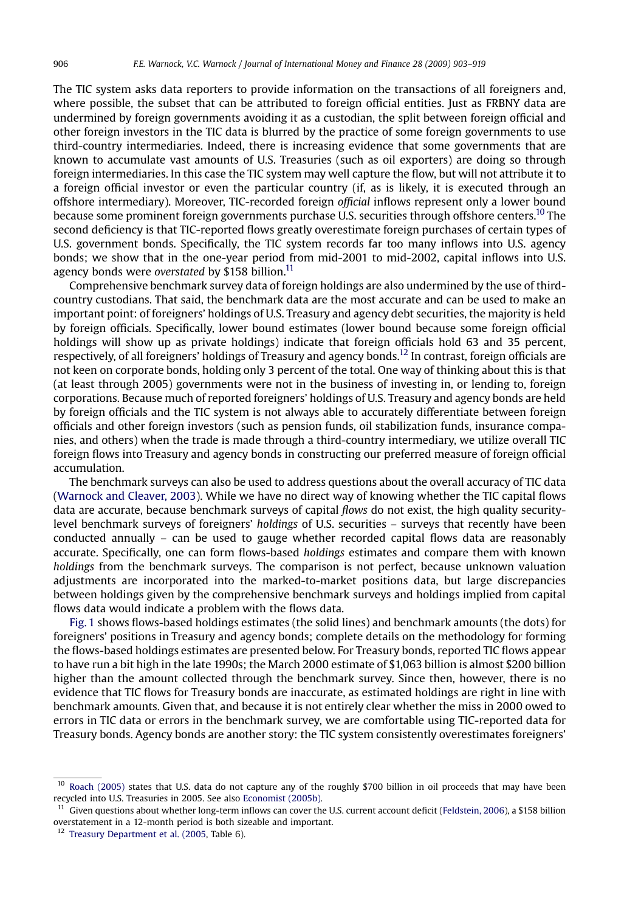The TIC system asks data reporters to provide information on the transactions of all foreigners and, where possible, the subset that can be attributed to foreign official entities. Just as FRBNY data are undermined by foreign governments avoiding it as a custodian, the split between foreign official and other foreign investors in the TIC data is blurred by the practice of some foreign governments to use third-country intermediaries. Indeed, there is increasing evidence that some governments that are known to accumulate vast amounts of U.S. Treasuries (such as oil exporters) are doing so through foreign intermediaries. In this case the TIC system may well capture the flow, but will not attribute it to a foreign official investor or even the particular country (if, as is likely, it is executed through an offshore intermediary). Moreover, TIC-recorded foreign *official* inflows represent only a lower bound because some prominent foreign governments purchase U.S. securities through offshore centers.[10] The second deficiency is that TIC-reported flows greatly overestimate foreign purchases of certain types of U.S. government bonds. Specifically, the TIC system records far too many inflows into U.S. agency bonds; we show that in the one-year period from mid-2001 to mid-2002, capital inflows into U.S. agency bonds were *overstated* by $158 billion.[11]

Comprehensive benchmark survey data of foreign holdings are also undermined by the use of third-country custodians. That said, the benchmark data are the most accurate and can be used to make an important point: of foreigners' holdings of U.S. Treasury and agency debt securities, the majority is held by foreign officials. Specifically, lower bound estimates (lower bound because some foreign official holdings will show up as private holdings) indicate that foreign officials hold 63 and 35 percent, respectively, of all foreigners' holdings of Treasury and agency bonds.[12] In contrast, foreign officials are not keen on corporate bonds, holding only 3 percent of the total. One way of thinking about this is that (at least through 2005) governments were not in the business of investing in, or lending to, foreign corporations. Because much of reported foreigners' holdings of U.S. Treasury and agency bonds are held by foreign officials and the TIC system is not always able to accurately differentiate between foreign officials and other foreign investors (such as pension funds, oil stabilization funds, insurance companies, and others) when the trade is made through a third-country intermediary, we utilize overall TIC foreign flows into Treasury and agency bonds in constructing our preferred measure of foreign official accumulation.

The benchmark surveys can also be used to address questions about the overall accuracy of TIC data (Warnock and Cleaver, 2003). While we have no direct way of knowing whether the TIC capital flows data are accurate, because benchmark surveys of capital *flows* do not exist, the high quality security-level benchmark surveys of foreigners' *holdings* of U.S. securities – surveys that recently have been conducted annually – can be used to gauge whether recorded capital flows data are reasonably accurate. Specifically, one can form flows-based *holdings* estimates and compare them with known *holdings* from the benchmark surveys. The comparison is not perfect, because unknown valuation adjustments are incorporated into the marked-to-market positions data, but large discrepancies between holdings given by the comprehensive benchmark surveys and holdings implied from capital flows data would indicate a problem with the flows data.

Fig. 1 shows flows-based holdings estimates (the solid lines) and benchmark amounts (the dots) for foreigners' positions in Treasury and agency bonds; complete details on the methodology for forming the flows-based holdings estimates are presented below. For Treasury bonds, reported TIC flows appear to have run a bit high in the late 1990s; the March 2000 estimate of $1,063 billion is almost $200 billion higher than the amount collected through the benchmark survey. Since then, however, there is no evidence that TIC flows for Treasury bonds are inaccurate, as estimated holdings are right in line with benchmark amounts. Given that, and because it is not entirely clear whether the miss in 2000 owed to errors in TIC data or errors in the benchmark survey, we are comfortable using TIC-reported data for Treasury bonds. Agency bonds are another story: the TIC system consistently overestimates foreigners'

---

[10] Roach (2005) states that U.S. data do not capture any of the roughly $700 billion in oil proceeds that may have been recycled into U.S. Treasuries in 2005. See also Economist (2005b).

[11] Given questions about whether long-term inflows can cover the U.S. current account deficit (Feldstein, 2006), a $158 billion overstatement in a 12-month period is both sizeable and important.

[12] Treasury Department et al. (2005, Table 6).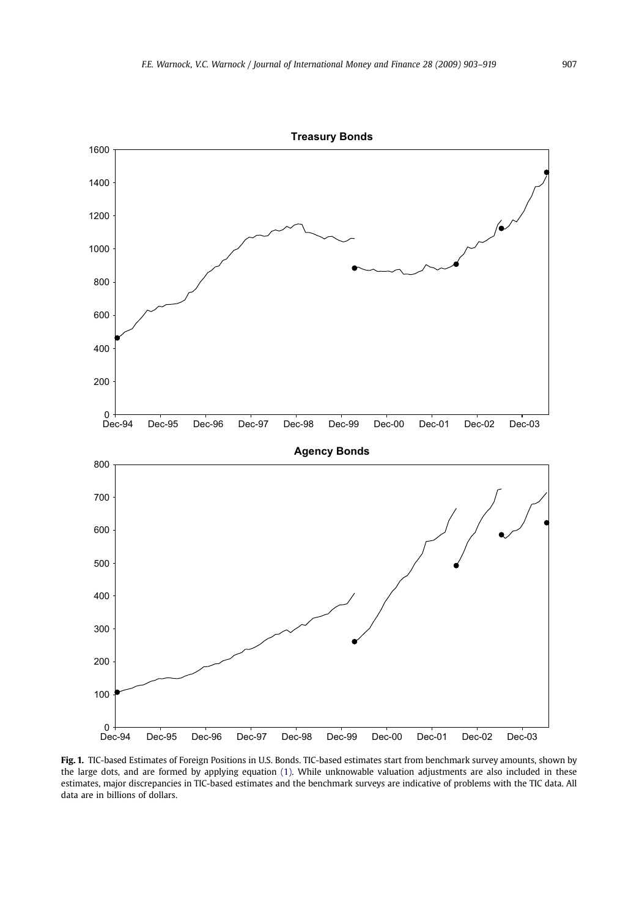**Fig. 1.** TIC-based Estimates of Foreign Positions in U.S. Bonds. TIC-based estimates start from benchmark survey amounts, shown by the large dots, and are formed by applying equation (1). While unknowable valuation adjustments are also included in these estimates, major discrepancies in TIC-based estimates and the benchmark surveys are indicative of problems with the TIC data. All data are in billions of dollars.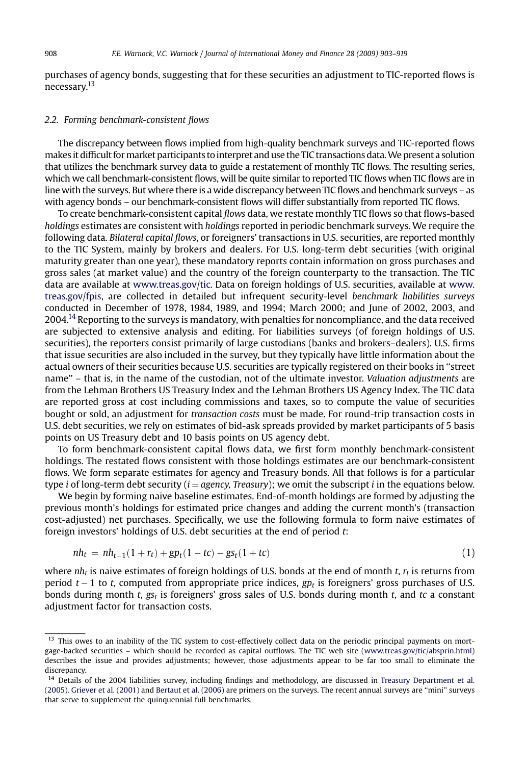purchases of agency bonds, suggesting that for these securities an adjustment to TIC-reported flows is necessary.[13]

### 2.2. Forming benchmark-consistent flows

The discrepancy between flows implied from high-quality benchmark surveys and TIC-reported flows makes it difficult for market participants to interpret and use the TIC transactions data. We present a solution that utilizes the benchmark survey data to guide a restatement of monthly TIC flows. The resulting series, which we call benchmark-consistent flows, will be quite similar to reported TIC flows when TIC flows are in line with the surveys. But where there is a wide discrepancy between TIC flows and benchmark surveys – as with agency bonds – our benchmark-consistent flows will differ substantially from reported TIC flows.

To create benchmark-consistent capital *flows* data, we restate monthly TIC flows so that flows-based *holdings* estimates are consistent with *holdings* reported in periodic benchmark surveys. We require the following data. *Bilateral capital flows*, or foreigners' transactions in U.S. securities, are reported monthly to the TIC System, mainly by brokers and dealers. For U.S. long-term debt securities (with original maturity greater than one year), these mandatory reports contain information on gross purchases and gross sales (at market value) and the country of the foreign counterparty to the transaction. The TIC data are available at www.treas.gov/tic. Data on foreign holdings of U.S. securities, available at www.treas.gov/fpis, are collected in detailed but infrequent security-level *benchmark liabilities surveys* conducted in December of 1978, 1984, 1989, and 1994; March 2000; and June of 2002, 2003, and 2004.[14] Reporting to the surveys is mandatory, with penalties for noncompliance, and the data received are subjected to extensive analysis and editing. For liabilities surveys (of foreign holdings of U.S. securities), the reporters consist primarily of large custodians (banks and brokers–dealers). U.S. firms that issue securities are also included in the survey, but they typically have little information about the actual owners of their securities because U.S. securities are typically registered on their books in "street name" – that is, in the name of the custodian, not of the ultimate investor. *Valuation adjustments* are from the Lehman Brothers US Treasury Index and the Lehman Brothers US Agency Index. The TIC data are reported gross at cost including commissions and taxes, so to compute the value of securities bought or sold, an adjustment for *transaction costs* must be made. For round-trip transaction costs in U.S. debt securities, we rely on estimates of bid-ask spreads provided by market participants of 5 basis points on US Treasury debt and 10 basis points on US agency debt.

To form benchmark-consistent capital flows data, we first form monthly benchmark-consistent holdings. The restated flows consistent with those holdings estimates are our benchmark-consistent flows. We form separate estimates for agency and Treasury bonds. All that follows is for a particular type $i$ of long-term debt security ($i = agency, Treasury$); we omit the subscript $i$ in the equations below.

We begin by forming naive baseline estimates. End-of-month holdings are formed by adjusting the previous month's holdings for estimated price changes and adding the current month's (transaction cost-adjusted) net purchases. Specifically, we use the following formula to form naive estimates of foreign investors' holdings of U.S. debt securities at the end of period $t$:

$$nh_t = nh_{t-1}(1 + r_t) + gp_t(1 - tc) - gs_t(1 + tc) \tag{1}$$

where $nh_t$ is naive estimates of foreign holdings of U.S. bonds at the end of month $t$, $r_t$ is returns from period $t - 1$ to $t$, computed from appropriate price indices, $gp_t$ is foreigners' gross purchases of U.S. bonds during month $t$, $gs_t$ is foreigners' gross sales of U.S. bonds during month $t$, and $tc$ a constant adjustment factor for transaction costs.

---

[13] This owes to an inability of the TIC system to cost-effectively collect data on the periodic principal payments on mortgage-backed securities – which should be recorded as capital outflows. The TIC web site (www.treas.gov/tic/absprin.html) describes the issue and provides adjustments; however, those adjustments appear to be far too small to eliminate the discrepancy.

[14] Details of the 2004 liabilities survey, including findings and methodology, are discussed in Treasury Department et al. (2005). Griever et al. (2001) and Bertaut et al. (2006) are primers on the surveys. The recent annual surveys are "mini" surveys that serve to supplement the quinquennial full benchmarks.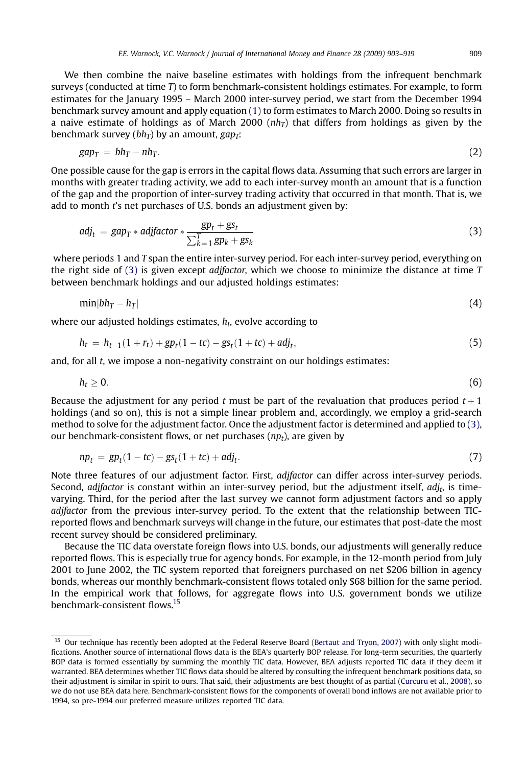We then combine the naive baseline estimates with holdings from the infrequent benchmark surveys (conducted at time $T$) to form benchmark-consistent holdings estimates. For example, to form estimates for the January 1995 – March 2000 inter-survey period, we start from the December 1994 benchmark survey amount and apply equation (1) to form estimates to March 2000. Doing so results in a naive estimate of holdings as of March 2000 ($nh_T$) that differs from holdings as given by the benchmark survey ($bh_T$) by an amount, $gap_T$:

$$gap_T = bh_T - nh_T. \tag{2}$$

One possible cause for the gap is errors in the capital flows data. Assuming that such errors are larger in months with greater trading activity, we add to each inter-survey month an amount that is a function of the gap and the proportion of inter-survey trading activity that occurred in that month. That is, we add to month $t$'s net purchases of U.S. bonds an adjustment given by:

$$adj_t = gap_T * adjfactor * \frac{gp_t + gs_t}{\sum_{k=1}^{T} gp_k + gs_k} \tag{3}$$

where periods 1 and $T$ span the entire inter-survey period. For each inter-survey period, everything on the right side of (3) is given except *adjfactor*, which we choose to minimize the distance at time $T$ between benchmark holdings and our adjusted holdings estimates:

$$\min|bh_T - h_T| \tag{4}$$

where our adjusted holdings estimates, $h_t$, evolve according to

$$h_t = h_{t-1}(1 + r_t) + gp_t(1 - tc) - gs_t(1 + tc) + adj_t, \tag{5}$$

and, for all $t$, we impose a non-negativity constraint on our holdings estimates:

$$h_t \geq 0. \tag{6}$$

Because the adjustment for any period $t$ must be part of the revaluation that produces period $t+1$ holdings (and so on), this is not a simple linear problem and, accordingly, we employ a grid-search method to solve for the adjustment factor. Once the adjustment factor is determined and applied to (3), our benchmark-consistent flows, or net purchases ($np_t$), are given by

$$np_t = gp_t(1 - tc) - gs_t(1 + tc) + adj_t. \tag{7}$$

Note three features of our adjustment factor. First, *adjfactor* can differ across inter-survey periods. Second, *adjfactor* is constant within an inter-survey period, but the adjustment itself, $adj_t$, is time-varying. Third, for the period after the last survey we cannot form adjustment factors and so apply *adjfactor* from the previous inter-survey period. To the extent that the relationship between TIC-reported flows and benchmark surveys will change in the future, our estimates that post-date the most recent survey should be considered preliminary.

Because the TIC data overstate foreign flows into U.S. bonds, our adjustments will generally reduce reported flows. This is especially true for agency bonds. For example, in the 12-month period from July 2001 to June 2002, the TIC system reported that foreigners purchased on net \$206 billion in agency bonds, whereas our monthly benchmark-consistent flows totaled only \$68 billion for the same period. In the empirical work that follows, for aggregate flows into U.S. government bonds we utilize benchmark-consistent flows.[15]

[15] Our technique has recently been adopted at the Federal Reserve Board (Bertaut and Tryon, 2007) with only slight modifications. Another source of international flows data is the BEA's quarterly BOP release. For long-term securities, the quarterly BOP data is formed essentially by summing the monthly TIC data. However, BEA adjusts reported TIC data if they deem it warranted. BEA determines whether TIC flows data should be altered by consulting the infrequent benchmark positions data, so their adjustment is similar in spirit to ours. That said, their adjustments are best thought of as partial (Curcuru et al., 2008), so we do not use BEA data here. Benchmark-consistent flows for the components of overall bond inflows are not available prior to 1994, so pre-1994 our preferred measure utilizes reported TIC data.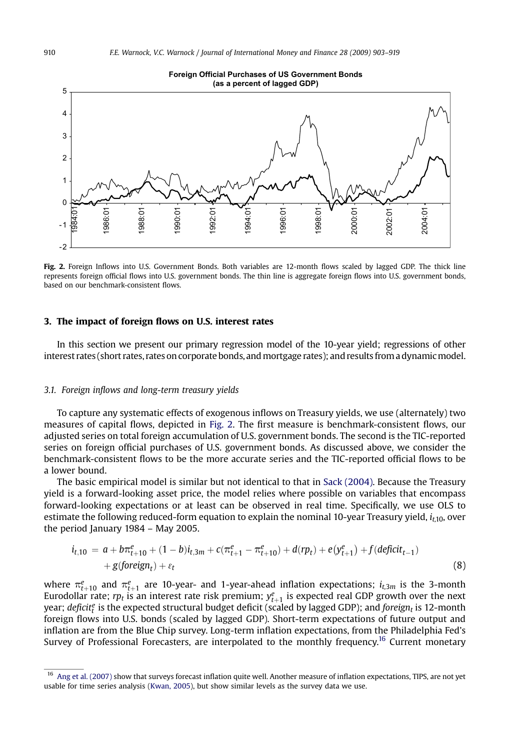**Fig. 2.** Foreign Inflows into U.S. Government Bonds. Both variables are 12-month flows scaled by lagged GDP. The thick line represents foreign official flows into U.S. government bonds. The thin line is aggregate foreign flows into U.S. government bonds, based on our benchmark-consistent flows.

## 3. The impact of foreign flows on U.S. interest rates

In this section we present our primary regression model of the 10-year yield; regressions of other interest rates (short rates, rates on corporate bonds, and mortgage rates); and results from a dynamic model.

### 3.1. Foreign inflows and long-term treasury yields

To capture any systematic effects of exogenous inflows on Treasury yields, we use (alternately) two measures of capital flows, depicted in Fig. 2. The first measure is benchmark-consistent flows, our adjusted series on total foreign accumulation of U.S. government bonds. The second is the TIC-reported series on foreign official purchases of U.S. government bonds. As discussed above, we consider the benchmark-consistent flows to be the more accurate series and the TIC-reported official flows to be a lower bound.

The basic empirical model is similar but not identical to that in Sack (2004). Because the Treasury yield is a forward-looking asset price, the model relies where possible on variables that encompass forward-looking expectations or at least can be observed in real time. Specifically, we use OLS to estimate the following reduced-form equation to explain the nominal 10-year Treasury yield, $i_{t,10}$, over the period January 1984 – May 2005.

$$i_{t,10} = a + b\pi^e_{t+10} + (1-b)i_{t,3m} + c(\pi^e_{t+1} - \pi^e_{t+10}) + d(rp_t) + e(y^e_{t+1}) + f(deficit_{t-1}) + g(foreign_t) + \varepsilon_t \tag{8}$$

where $\pi^e_{t+10}$ and $\pi^e_{t+1}$ are 10-year- and 1-year-ahead inflation expectations; $i_{t,3m}$ is the 3-month Eurodollar rate; $rp_t$ is an interest rate risk premium; $y^e_{t+1}$ is expected real GDP growth over the next year; $deficit^e_t$ is the expected structural budget deficit (scaled by lagged GDP); and $foreign_t$ is 12-month foreign flows into U.S. bonds (scaled by lagged GDP). Short-term expectations of future output and inflation are from the Blue Chip survey. Long-term inflation expectations, from the Philadelphia Fed's Survey of Professional Forecasters, are interpolated to the monthly frequency.[16] Current monetary

[16] Ang et al. (2007) show that surveys forecast inflation quite well. Another measure of inflation expectations, TIPS, are not yet usable for time series analysis (Kwan, 2005), but show similar levels as the survey data we use.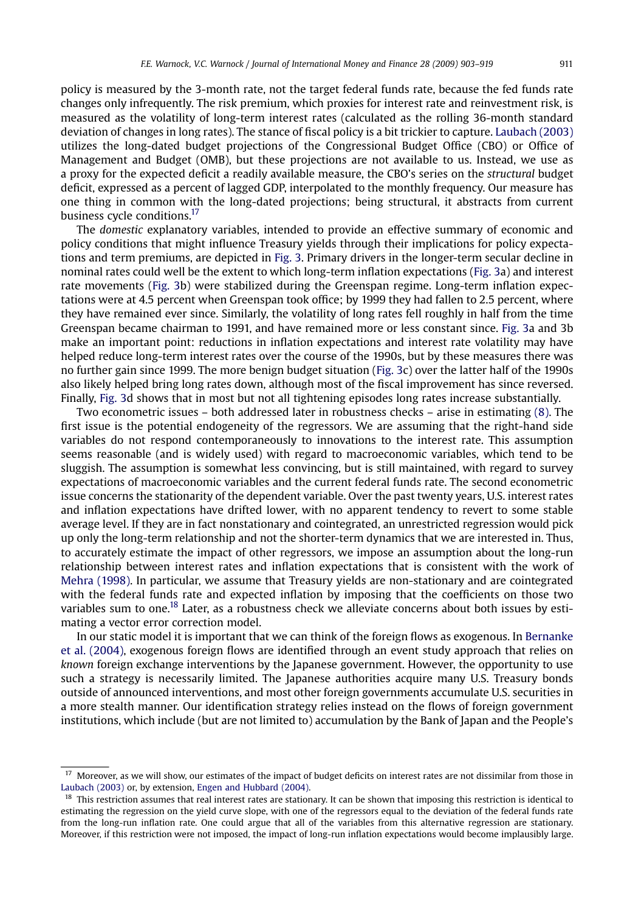policy is measured by the 3-month rate, not the target federal funds rate, because the fed funds rate changes only infrequently. The risk premium, which proxies for interest rate and reinvestment risk, is measured as the volatility of long-term interest rates (calculated as the rolling 36-month standard deviation of changes in long rates). The stance of fiscal policy is a bit trickier to capture. Laubach (2003) utilizes the long-dated budget projections of the Congressional Budget Office (CBO) or Office of Management and Budget (OMB), but these projections are not available to us. Instead, we use as a proxy for the expected deficit a readily available measure, the CBO's series on the *structural* budget deficit, expressed as a percent of lagged GDP, interpolated to the monthly frequency. Our measure has one thing in common with the long-dated projections; being structural, it abstracts from current business cycle conditions.[17]

The *domestic* explanatory variables, intended to provide an effective summary of economic and policy conditions that might influence Treasury yields through their implications for policy expectations and term premiums, are depicted in Fig. 3. Primary drivers in the longer-term secular decline in nominal rates could well be the extent to which long-term inflation expectations (Fig. 3a) and interest rate movements (Fig. 3b) were stabilized during the Greenspan regime. Long-term inflation expectations were at 4.5 percent when Greenspan took office; by 1999 they had fallen to 2.5 percent, where they have remained ever since. Similarly, the volatility of long rates fell roughly in half from the time Greenspan became chairman to 1991, and have remained more or less constant since. Fig. 3a and 3b make an important point: reductions in inflation expectations and interest rate volatility may have helped reduce long-term interest rates over the course of the 1990s, but by these measures there was no further gain since 1999. The more benign budget situation (Fig. 3c) over the latter half of the 1990s also likely helped bring long rates down, although most of the fiscal improvement has since reversed. Finally, Fig. 3d shows that in most but not all tightening episodes long rates increase substantially.

Two econometric issues – both addressed later in robustness checks – arise in estimating (8). The first issue is the potential endogeneity of the regressors. We are assuming that the right-hand side variables do not respond contemporaneously to innovations to the interest rate. This assumption seems reasonable (and is widely used) with regard to macroeconomic variables, which tend to be sluggish. The assumption is somewhat less convincing, but is still maintained, with regard to survey expectations of macroeconomic variables and the current federal funds rate. The second econometric issue concerns the stationarity of the dependent variable. Over the past twenty years, U.S. interest rates and inflation expectations have drifted lower, with no apparent tendency to revert to some stable average level. If they are in fact nonstationary and cointegrated, an unrestricted regression would pick up only the long-term relationship and not the shorter-term dynamics that we are interested in. Thus, to accurately estimate the impact of other regressors, we impose an assumption about the long-run relationship between interest rates and inflation expectations that is consistent with the work of Mehra (1998). In particular, we assume that Treasury yields are non-stationary and are cointegrated with the federal funds rate and expected inflation by imposing that the coefficients on those two variables sum to one.[18] Later, as a robustness check we alleviate concerns about both issues by estimating a vector error correction model.

In our static model it is important that we can think of the foreign flows as exogenous. In Bernanke et al. (2004), exogenous foreign flows are identified through an event study approach that relies on *known* foreign exchange interventions by the Japanese government. However, the opportunity to use such a strategy is necessarily limited. The Japanese authorities acquire many U.S. Treasury bonds outside of announced interventions, and most other foreign governments accumulate U.S. securities in a more stealth manner. Our identification strategy relies instead on the flows of foreign government institutions, which include (but are not limited to) accumulation by the Bank of Japan and the People's

---

[17] Moreover, as we will show, our estimates of the impact of budget deficits on interest rates are not dissimilar from those in Laubach (2003) or, by extension, Engen and Hubbard (2004).

[18] This restriction assumes that real interest rates are stationary. It can be shown that imposing this restriction is identical to estimating the regression on the yield curve slope, with one of the regressors equal to the deviation of the federal funds rate from the long-run inflation rate. One could argue that all of the variables from this alternative regression are stationary. Moreover, if this restriction were not imposed, the impact of long-run inflation expectations would become implausibly large.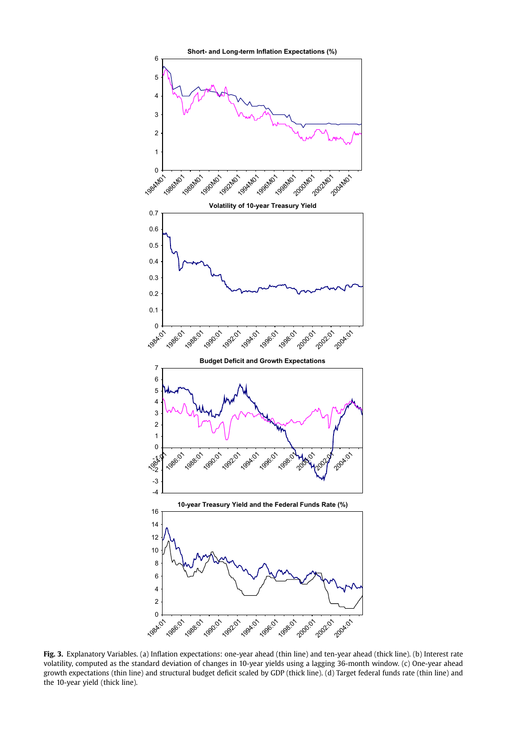**Fig. 3.** Explanatory Variables. (a) Inflation expectations: one-year ahead (thin line) and ten-year ahead (thick line). (b) Interest rate volatility, computed as the standard deviation of changes in 10-year yields using a lagging 36-month window. (c) One-year ahead growth expectations (thin line) and structural budget deficit scaled by GDP (thick line). (d) Target federal funds rate (thin line) and the 10-year yield (thick line).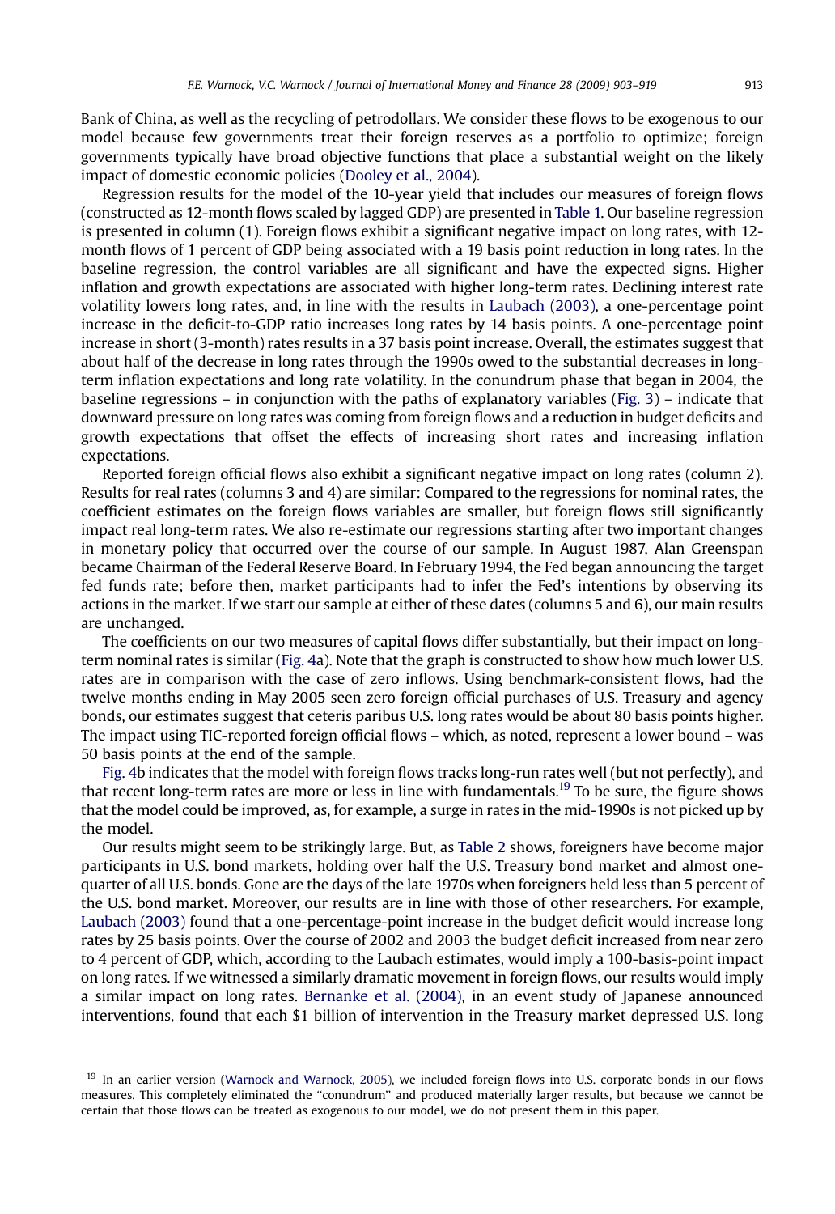Bank of China, as well as the recycling of petrodollars. We consider these flows to be exogenous to our model because few governments treat their foreign reserves as a portfolio to optimize; foreign governments typically have broad objective functions that place a substantial weight on the likely impact of domestic economic policies (Dooley et al., 2004).

Regression results for the model of the 10-year yield that includes our measures of foreign flows (constructed as 12-month flows scaled by lagged GDP) are presented in Table 1. Our baseline regression is presented in column (1). Foreign flows exhibit a significant negative impact on long rates, with 12-month flows of 1 percent of GDP being associated with a 19 basis point reduction in long rates. In the baseline regression, the control variables are all significant and have the expected signs. Higher inflation and growth expectations are associated with higher long-term rates. Declining interest rate volatility lowers long rates, and, in line with the results in Laubach (2003), a one-percentage point increase in the deficit-to-GDP ratio increases long rates by 14 basis points. A one-percentage point increase in short (3-month) rates results in a 37 basis point increase. Overall, the estimates suggest that about half of the decrease in long rates through the 1990s owed to the substantial decreases in long-term inflation expectations and long rate volatility. In the conundrum phase that began in 2004, the baseline regressions – in conjunction with the paths of explanatory variables (Fig. 3) – indicate that downward pressure on long rates was coming from foreign flows and a reduction in budget deficits and growth expectations that offset the effects of increasing short rates and increasing inflation expectations.

Reported foreign official flows also exhibit a significant negative impact on long rates (column 2). Results for real rates (columns 3 and 4) are similar: Compared to the regressions for nominal rates, the coefficient estimates on the foreign flows variables are smaller, but foreign flows still significantly impact real long-term rates. We also re-estimate our regressions starting after two important changes in monetary policy that occurred over the course of our sample. In August 1987, Alan Greenspan became Chairman of the Federal Reserve Board. In February 1994, the Fed began announcing the target fed funds rate; before then, market participants had to infer the Fed's intentions by observing its actions in the market. If we start our sample at either of these dates (columns 5 and 6), our main results are unchanged.

The coefficients on our two measures of capital flows differ substantially, but their impact on long-term nominal rates is similar (Fig. 4a). Note that the graph is constructed to show how much lower U.S. rates are in comparison with the case of zero inflows. Using benchmark-consistent flows, had the twelve months ending in May 2005 seen zero foreign official purchases of U.S. Treasury and agency bonds, our estimates suggest that ceteris paribus U.S. long rates would be about 80 basis points higher. The impact using TIC-reported foreign official flows – which, as noted, represent a lower bound – was 50 basis points at the end of the sample.

Fig. 4b indicates that the model with foreign flows tracks long-run rates well (but not perfectly), and that recent long-term rates are more or less in line with fundamentals.[19] To be sure, the figure shows that the model could be improved, as, for example, a surge in rates in the mid-1990s is not picked up by the model.

Our results might seem to be strikingly large. But, as Table 2 shows, foreigners have become major participants in U.S. bond markets, holding over half the U.S. Treasury bond market and almost one-quarter of all U.S. bonds. Gone are the days of the late 1970s when foreigners held less than 5 percent of the U.S. bond market. Moreover, our results are in line with those of other researchers. For example, Laubach (2003) found that a one-percentage-point increase in the budget deficit would increase long rates by 25 basis points. Over the course of 2002 and 2003 the budget deficit increased from near zero to 4 percent of GDP, which, according to the Laubach estimates, would imply a 100-basis-point impact on long rates. If we witnessed a similarly dramatic movement in foreign flows, our results would imply a similar impact on long rates. Bernanke et al. (2004), in an event study of Japanese announced interventions, found that each $1 billion of intervention in the Treasury market depressed U.S. long

[19] In an earlier version (Warnock and Warnock, 2005), we included foreign flows into U.S. corporate bonds in our flows measures. This completely eliminated the "conundrum" and produced materially larger results, but because we cannot be certain that those flows can be treated as exogenous to our model, we do not present them in this paper.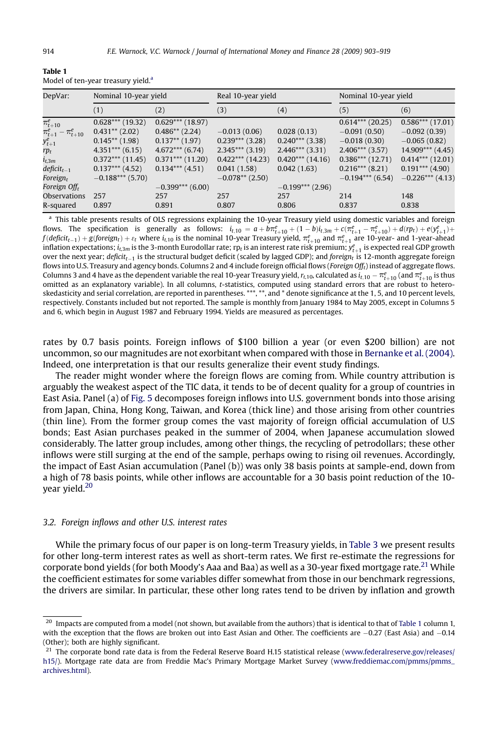**Table 1**
Model of ten-year treasury yield.[a]

| DepVar: | Nominal 10-year yield | | Real 10-year yield | | Nominal 10-year yield | |
|---|---|---|---|---|---|---|
| | (1) | (2) | (3) | (4) | (5) | (6) |
| $\pi^e_{t+10}$ | 0.628*** (19.32) | 0.629*** (18.97) | | | 0.614*** (20.25) | 0.586*** (17.01) |
| $\pi^e_{t+1} - \pi^e_{t+10}$ | 0.431** (2.02) | 0.486** (2.24) | −0.013 (0.06) | 0.028 (0.13) | −0.091 (0.50) | −0.092 (0.39) |
| $y^e_{t+1}$ | 0.145** (1.98) | 0.137** (1.97) | 0.239*** (3.28) | 0.240*** (3.38) | −0.018 (0.30) | −0.065 (0.82) |
| $rp_t$ | 4.351*** (6.15) | 4.672*** (6.74) | 2.345*** (3.19) | 2.446*** (3.31) | 2.406*** (3.57) | 14.909*** (4.45) |
| $i_{t,3m}$ | 0.372*** (11.45) | 0.371*** (11.20) | 0.422*** (14.23) | 0.420*** (14.16) | 0.386*** (12.71) | 0.414*** (12.01) |
| $deficit_{t-1}$ | 0.137*** (4.52) | 0.134*** (4.51) | 0.041 (1.58) | 0.042 (1.63) | 0.216*** (8.21) | 0.191*** (4.90) |
| $Foreign_t$ | −0.188*** (5.70) | | −0.078** (2.50) | | −0.194*** (6.54) | −0.226*** (4.13) |
| $Foreign\ Off_t$ | | −0.399*** (6.00) | | −0.199*** (2.96) | | |
| Observations | 257 | 257 | 257 | 257 | 214 | 148 |
| R-squared | 0.897 | 0.891 | 0.807 | 0.806 | 0.837 | 0.838 |

[a] This table presents results of OLS regressions explaining the 10-year Treasury yield using domestic variables and foreign flows. The specification is generally as follows: $i_{t,10} = a + b\pi^e_{t+10} + (1-b)i_{t,3m} + c(\pi^e_{t+1} - \pi^e_{t+10}) + d(rp_t) + e(y^e_{t+1}) + f(deficit_{t-1}) + g(foreign_t) + \varepsilon_t$ where $i_{t,10}$ is the nominal 10-year Treasury yield, $\pi^e_{t+10}$ and $\pi^e_{t+1}$ are 10-year- and 1-year-ahead inflation expectations; $i_{t,3m}$ is the 3-month Eurodollar rate; $rp_t$ is an interest rate risk premium; $y^e_{t+1}$ is expected real GDP growth over the next year; $deficit_{t-1}$ is the structural budget deficit (scaled by lagged GDP); and $foreign_t$ is 12-month aggregate foreign flows into U.S. Treasury and agency bonds. Columns 2 and 4 include foreign official flows ($Foreign\ Off_t$) instead of aggregate flows. Columns 3 and 4 have as the dependent variable the real 10-year Treasury yield, $r_{t,10}$, calculated as $i_{t,10} - \pi^e_{t+10}$ (and $\pi^e_{t+10}$ is thus omitted as an explanatory variable). In all columns, t-statistics, computed using standard errors that are robust to heteroskedasticity and serial correlation, are reported in parentheses. ***, **, and * denote significance at the 1, 5, and 10 percent levels, respectively. Constants included but not reported. The sample is monthly from January 1984 to May 2005, except in Columns 5 and 6, which begin in August 1987 and February 1994. Yields are measured as percentages.

rates by 0.7 basis points. Foreign inflows of $100 billion a year (or even $200 billion) are not uncommon, so our magnitudes are not exorbitant when compared with those in Bernanke et al. (2004). Indeed, one interpretation is that our results generalize their event study findings.

The reader might wonder where the foreign flows are coming from. While country attribution is arguably the weakest aspect of the TIC data, it tends to be of decent quality for a group of countries in East Asia. Panel (a) of Fig. 5 decomposes foreign inflows into U.S. government bonds into those arising from Japan, China, Hong Kong, Taiwan, and Korea (thick line) and those arising from other countries (thin line). From the former group comes the vast majority of foreign official accumulation of U.S bonds; East Asian purchases peaked in the summer of 2004, when Japanese accumulation slowed considerably. The latter group includes, among other things, the recycling of petrodollars; these other inflows were still surging at the end of the sample, perhaps owing to rising oil revenues. Accordingly, the impact of East Asian accumulation (Panel (b)) was only 38 basis points at sample-end, down from a high of 78 basis points, while other inflows are accountable for a 30 basis point reduction of the 10-year yield.[20]

### 3.2. Foreign inflows and other U.S. interest rates

While the primary focus of our paper is on long-term Treasury yields, in Table 3 we present results for other long-term interest rates as well as short-term rates. We first re-estimate the regressions for corporate bond yields (for both Moody's Aaa and Baa) as well as a 30-year fixed mortgage rate.[21] While the coefficient estimates for some variables differ somewhat from those in our benchmark regressions, the drivers are similar. In particular, these other long rates tend to be driven by inflation and growth

[20] Impacts are computed from a model (not shown, but available from the authors) that is identical to that of Table 1 column 1, with the exception that the flows are broken out into East Asian and Other. The coefficients are −0.27 (East Asia) and −0.14 (Other); both are highly significant.

[21] The corporate bond rate data is from the Federal Reserve Board H.15 statistical release (www.federalreserve.gov/releases/h15/). Mortgage rate data are from Freddie Mac's Primary Mortgage Market Survey (www.freddiemac.com/pmms/pmms_archives.html).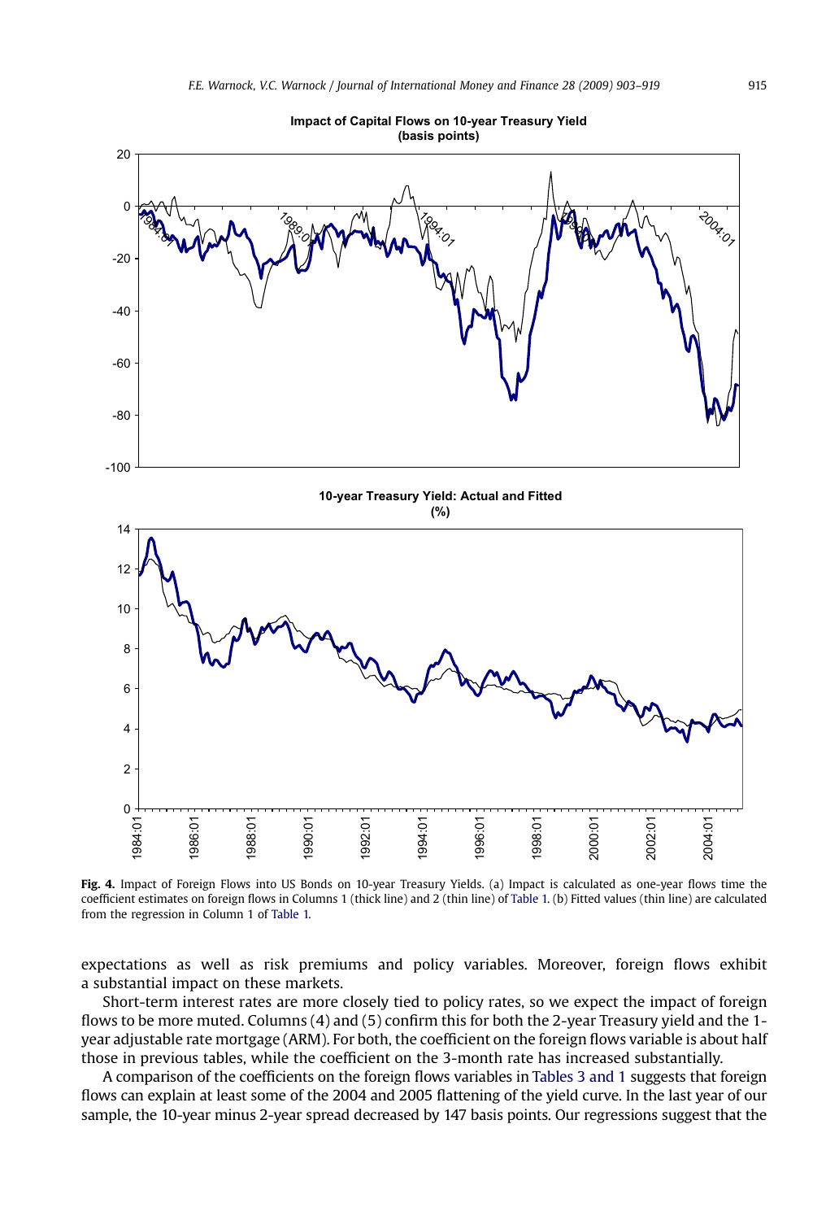**Fig. 4.** Impact of Foreign Flows into US Bonds on 10-year Treasury Yields. (a) Impact is calculated as one-year flows time the coefficient estimates on foreign flows in Columns 1 (thick line) and 2 (thin line) of Table 1. (b) Fitted values (thin line) are calculated from the regression in Column 1 of Table 1.

expectations as well as risk premiums and policy variables. Moreover, foreign flows exhibit a substantial impact on these markets.

Short-term interest rates are more closely tied to policy rates, so we expect the impact of foreign flows to be more muted. Columns (4) and (5) confirm this for both the 2-year Treasury yield and the 1-year adjustable rate mortgage (ARM). For both, the coefficient on the foreign flows variable is about half those in previous tables, while the coefficient on the 3-month rate has increased substantially.

A comparison of the coefficients on the foreign flows variables in Tables 3 and 1 suggests that foreign flows can explain at least some of the 2004 and 2005 flattening of the yield curve. In the last year of our sample, the 10-year minus 2-year spread decreased by 147 basis points. Our regressions suggest that the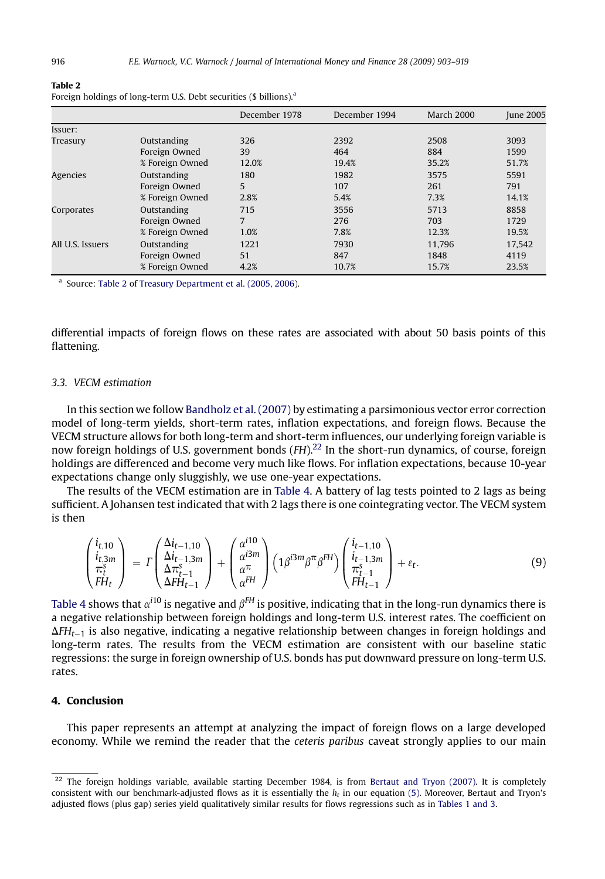**Table 2**
Foreign holdings of long-term U.S. Debt securities ($ billions).[a]

| | | December 1978 | December 1994 | March 2000 | June 2005 |
|---|---|---|---|---|---|
| Issuer: | | | | | |
| Treasury | Outstanding | 326 | 2392 | 2508 | 3093 |
| | Foreign Owned | 39 | 464 | 884 | 1599 |
| | % Foreign Owned | 12.0% | 19.4% | 35.2% | 51.7% |
| Agencies | Outstanding | 180 | 1982 | 3575 | 5591 |
| | Foreign Owned | 5 | 107 | 261 | 791 |
| | % Foreign Owned | 2.8% | 5.4% | 7.3% | 14.1% |
| Corporates | Outstanding | 715 | 3556 | 5713 | 8858 |
| | Foreign Owned | 7 | 276 | 703 | 1729 |
| | % Foreign Owned | 1.0% | 7.8% | 12.3% | 19.5% |
| All U.S. Issuers | Outstanding | 1221 | 7930 | 11,796 | 17,542 |
| | Foreign Owned | 51 | 847 | 1848 | 4119 |
| | % Foreign Owned | 4.2% | 10.7% | 15.7% | 23.5% |

[a] Source: Table 2 of Treasury Department et al. (2005, 2006).

differential impacts of foreign flows on these rates are associated with about 50 basis points of this flattening.

### 3.3. VECM estimation

In this section we follow Bandholz et al. (2007) by estimating a parsimonious vector error correction model of long-term yields, short-term rates, inflation expectations, and foreign flows. Because the VECM structure allows for both long-term and short-term influences, our underlying foreign variable is now foreign holdings of U.S. government bonds (*FH*).[22] In the short-run dynamics, of course, foreign holdings are differenced and become very much like flows. For inflation expectations, because 10-year expectations change only sluggishly, we use one-year expectations.

The results of the VECM estimation are in Table 4. A battery of lag tests pointed to 2 lags as being sufficient. A Johansen test indicated that with 2 lags there is one cointegrating vector. The VECM system is then

$$\begin{pmatrix} i_{t,10} \\ i_{t,3m} \\ \pi_t^s \\ FH_t \end{pmatrix} = \Gamma \begin{pmatrix} \Delta i_{t-1,10} \\ \Delta i_{t-1,3m} \\ \Delta \pi_{t-1}^s \\ \Delta FH_{t-1} \end{pmatrix} + \begin{pmatrix} \alpha^{i10} \\ \alpha^{i3m} \\ \alpha^{\pi} \\ \alpha^{FH} \end{pmatrix} \begin{pmatrix} 1 \beta^{i3m} \beta^{\pi} \beta^{FH} \end{pmatrix} \begin{pmatrix} i_{t-1,10} \\ i_{t-1,3m} \\ \pi_{t-1}^s \\ FH_{t-1} \end{pmatrix} + \varepsilon_t. \tag{9}$$

Table 4 shows that $\alpha^{i10}$ is negative and $\beta^{FH}$ is positive, indicating that in the long-run dynamics there is a negative relationship between foreign holdings and long-term U.S. interest rates. The coefficient on $\Delta FH_{t-1}$ is also negative, indicating a negative relationship between changes in foreign holdings and long-term rates. The results from the VECM estimation are consistent with our baseline static regressions: the surge in foreign ownership of U.S. bonds has put downward pressure on long-term U.S. rates.

## 4. Conclusion

This paper represents an attempt at analyzing the impact of foreign flows on a large developed economy. While we remind the reader that the *ceteris paribus* caveat strongly applies to our main

[22] The foreign holdings variable, available starting December 1984, is from Bertaut and Tryon (2007). It is completely consistent with our benchmark-adjusted flows as it is essentially the $h_t$ in our equation (5). Moreover, Bertaut and Tryon's adjusted flows (plus gap) series yield qualitatively similar results for flows regressions such as in Tables 1 and 3.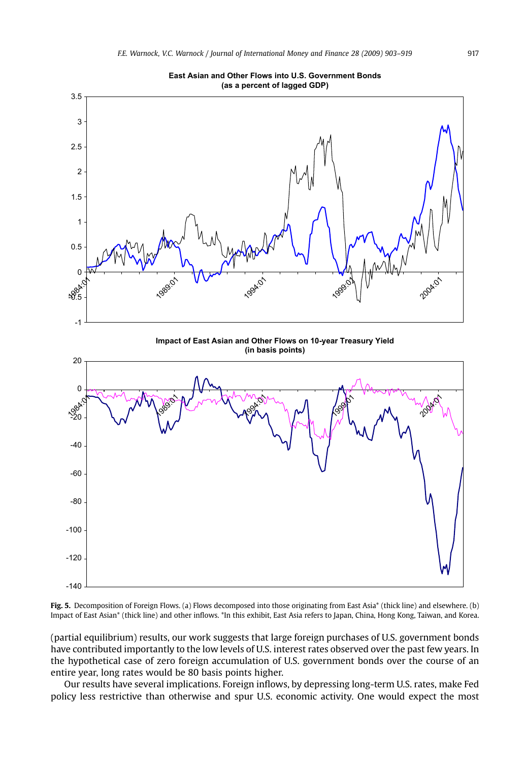**East Asian and Other Flows into U.S. Government Bonds (as a percent of lagged GDP)**

**Impact of East Asian and Other Flows on 10-year Treasury Yield (in basis points)**

**Fig. 5.** Decomposition of Foreign Flows. (a) Flows decomposed into those originating from East Asia* (thick line) and elsewhere. (b) Impact of East Asian* (thick line) and other inflows. *In this exhibit, East Asia refers to Japan, China, Hong Kong, Taiwan, and Korea.

(partial equilibrium) results, our work suggests that large foreign purchases of U.S. government bonds have contributed importantly to the low levels of U.S. interest rates observed over the past few years. In the hypothetical case of zero foreign accumulation of U.S. government bonds over the course of an entire year, long rates would be 80 basis points higher.

Our results have several implications. Foreign inflows, by depressing long-term U.S. rates, make Fed policy less restrictive than otherwise and spur U.S. economic activity. One would expect the most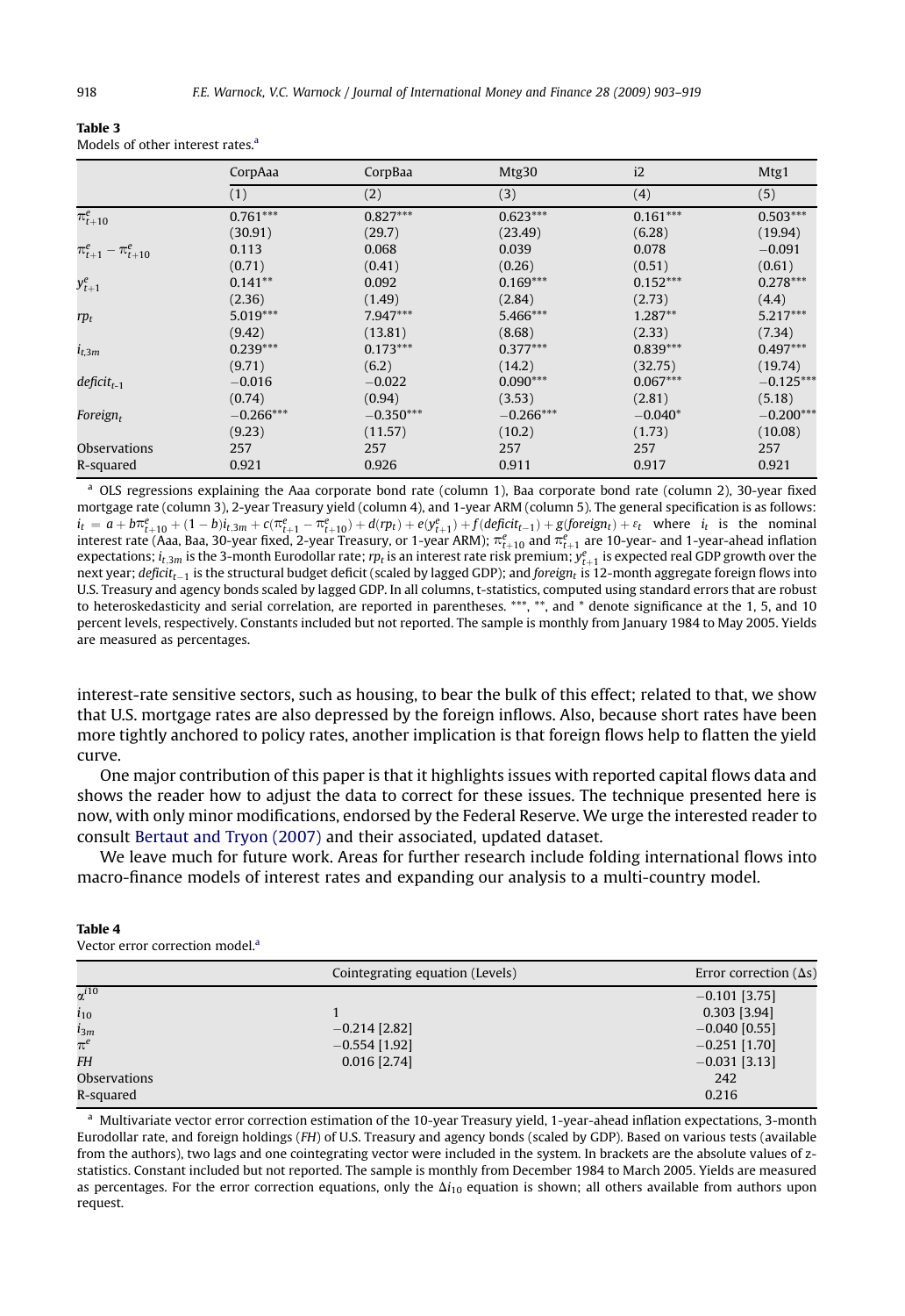**Table 3**
Models of other interest rates.[a]

| | CorpAaa | CorpBaa | Mtg30 | i2 | Mtg1 |
|---|---|---|---|---|---|
| | (1) | (2) | (3) | (4) | (5) |
| $\pi^e_{t+10}$ | 0.761*** | 0.827*** | 0.623*** | 0.161*** | 0.503*** |
| | (30.91) | (29.7) | (23.49) | (6.28) | (19.94) |
| $\pi^e_{t+1} - \pi^e_{t+10}$ | 0.113 | 0.068 | 0.039 | 0.078 | −0.091 |
| | (0.71) | (0.41) | (0.26) | (0.51) | (0.61) |
| $y^e_{t+1}$ | 0.141** | 0.092 | 0.169*** | 0.152*** | 0.278*** |
| | (2.36) | (1.49) | (2.84) | (2.73) | (4.4) |
| $rp_t$ | 5.019*** | 7.947*** | 5.466*** | 1.287** | 5.217*** |
| | (9.42) | (13.81) | (8.68) | (2.33) | (7.34) |
| $i_{t,3m}$ | 0.239*** | 0.173*** | 0.377*** | 0.839*** | 0.497*** |
| | (9.71) | (6.2) | (14.2) | (32.75) | (19.74) |
| $deficit_{t-1}$ | −0.016 | −0.022 | 0.090*** | 0.067*** | −0.125*** |
| | (0.74) | (0.94) | (3.53) | (2.81) | (5.18) |
| $Foreign_t$ | −0.266*** | −0.350*** | −0.266*** | −0.040* | −0.200*** |
| | (9.23) | (11.57) | (10.2) | (1.73) | (10.08) |
| Observations | 257 | 257 | 257 | 257 | 257 |
| R-squared | 0.921 | 0.926 | 0.911 | 0.917 | 0.921 |

[a] OLS regressions explaining the Aaa corporate bond rate (column 1), Baa corporate bond rate (column 2), 30-year fixed mortgage rate (column 3), 2-year Treasury yield (column 4), and 1-year ARM (column 5). The general specification is as follows: $i_t = a + b\pi^e_{t+10} + (1-b)i_{t,3m} + c(\pi^e_{t+1} - \pi^e_{t+10}) + d(rp_t) + e(y^e_{t+1}) + f(deficit_{t-1}) + g(foreign_t) + \varepsilon_t$ where $i_t$ is the nominal interest rate (Aaa, Baa, 30-year fixed, 2-year Treasury, or 1-year ARM); $\pi^e_{t+10}$ and $\pi^e_{t+1}$ are 10-year- and 1-year-ahead inflation expectations; $i_{t,3m}$ is the 3-month Eurodollar rate; $rp_t$ is an interest rate risk premium; $y^e_{t+1}$ is expected real GDP growth over the next year; $deficit_{t-1}$ is the structural budget deficit (scaled by lagged GDP); and $foreign_t$ is 12-month aggregate foreign flows into U.S. Treasury and agency bonds scaled by lagged GDP. In all columns, t-statistics, computed using standard errors that are robust to heteroskedasticity and serial correlation, are reported in parentheses. ***, **, and * denote significance at the 1, 5, and 10 percent levels, respectively. Constants included but not reported. The sample is monthly from January 1984 to May 2005. Yields are measured as percentages.

interest-rate sensitive sectors, such as housing, to bear the bulk of this effect; related to that, we show that U.S. mortgage rates are also depressed by the foreign inflows. Also, because short rates have been more tightly anchored to policy rates, another implication is that foreign flows help to flatten the yield curve.

One major contribution of this paper is that it highlights issues with reported capital flows data and shows the reader how to adjust the data to correct for these issues. The technique presented here is now, with only minor modifications, endorsed by the Federal Reserve. We urge the interested reader to consult Bertaut and Tryon (2007) and their associated, updated dataset.

We leave much for future work. Areas for further research include folding international flows into macro-finance models of interest rates and expanding our analysis to a multi-country model.

**Table 4**
Vector error correction model.[a]

| | Cointegrating equation (Levels) | Error correction (Δs) |
|---|---|---|
| $\alpha^{i10}$ | | −0.101 [3.75] |
| $i_{10}$ | 1 | 0.303 [3.94] |
| $i_{3m}$ | −0.214 [2.82] | −0.040 [0.55] |
| $\pi^e$ | −0.554 [1.92] | −0.251 [1.70] |
| $FH$ | 0.016 [2.74] | −0.031 [3.13] |
| Observations | | 242 |
| R-squared | | 0.216 |

[a] Multivariate vector error correction estimation of the 10-year Treasury yield, 1-year-ahead inflation expectations, 3-month Eurodollar rate, and foreign holdings ($FH$) of U.S. Treasury and agency bonds (scaled by GDP). Based on various tests (available from the authors), two lags and one cointegrating vector were included in the system. In brackets are the absolute values of z-statistics. Constant included but not reported. The sample is monthly from December 1984 to March 2005. Yields are measured as percentages. For the error correction equations, only the $\Delta i_{10}$ equation is shown; all others available from authors upon request.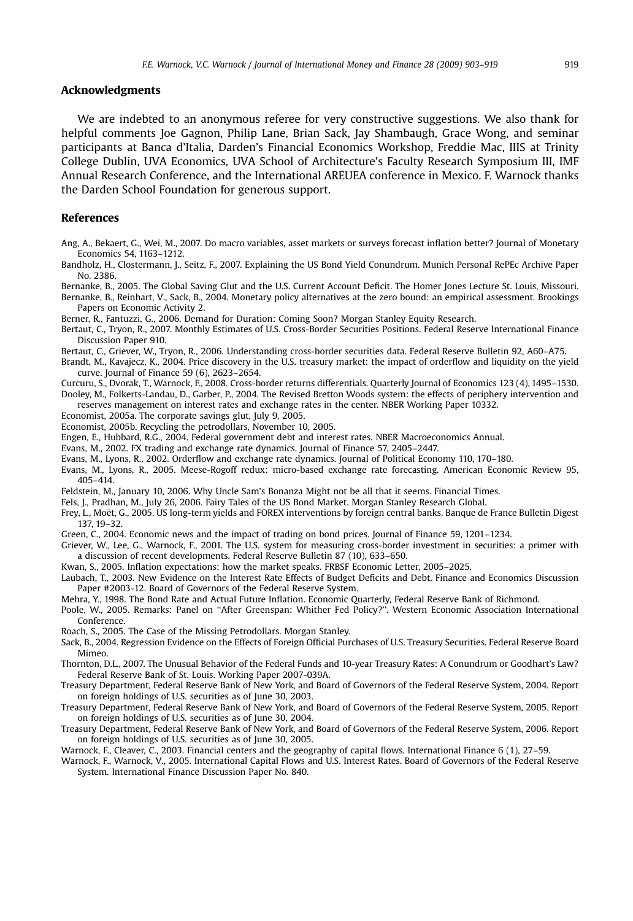## Acknowledgments

We are indebted to an anonymous referee for very constructive suggestions. We also thank for helpful comments Joe Gagnon, Philip Lane, Brian Sack, Jay Shambaugh, Grace Wong, and seminar participants at Banca d'Italia, Darden's Financial Economics Workshop, Freddie Mac, IIIS at Trinity College Dublin, UVA Economics, UVA School of Architecture's Faculty Research Symposium III, IMF Annual Research Conference, and the International AREUEA conference in Mexico. F. Warnock thanks the Darden School Foundation for generous support.

## References

Ang, A., Bekaert, G., Wei, M., 2007. Do macro variables, asset markets or surveys forecast inflation better? Journal of Monetary Economics 54, 1163–1212.

Bandholz, H., Clostermann, J., Seitz, F., 2007. Explaining the US Bond Yield Conundrum. Munich Personal RePEc Archive Paper No. 2386.

Bernanke, B., 2005. The Global Saving Glut and the U.S. Current Account Deficit. The Homer Jones Lecture St. Louis, Missouri.

Bernanke, B., Reinhart, V., Sack, B., 2004. Monetary policy alternatives at the zero bound: an empirical assessment. Brookings Papers on Economic Activity 2.

Berner, R., Fantuzzi, G., 2006. Demand for Duration: Coming Soon? Morgan Stanley Equity Research.

Bertaut, C., Tryon, R., 2007. Monthly Estimates of U.S. Cross-Border Securities Positions. Federal Reserve International Finance Discussion Paper 910.

Bertaut, C., Griever, W., Tryon, R., 2006. Understanding cross-border securities data. Federal Reserve Bulletin 92, A60–A75.

Brandt, M., Kavajecz, K., 2004. Price discovery in the U.S. treasury market: the impact of orderflow and liquidity on the yield curve. Journal of Finance 59 (6), 2623–2654.

Curcuru, S., Dvorak, T., Warnock, F., 2008. Cross-border returns differentials. Quarterly Journal of Economics 123 (4), 1495–1530.

Dooley, M., Folkerts-Landau, D., Garber, P., 2004. The Revised Bretton Woods system: the effects of periphery intervention and reserves management on interest rates and exchange rates in the center. NBER Working Paper 10332.

Economist, 2005a. The corporate savings glut, July 9, 2005.

Economist, 2005b. Recycling the petrodollars, November 10, 2005.

Engen, E., Hubbard, R.G., 2004. Federal government debt and interest rates. NBER Macroeconomics Annual.

Evans, M., 2002. FX trading and exchange rate dynamics. Journal of Finance 57, 2405–2447.

Evans, M., Lyons, R., 2002. Orderflow and exchange rate dynamics. Journal of Political Economy 110, 170–180.

Evans, M., Lyons, R., 2005. Meese-Rogoff redux: micro-based exchange rate forecasting. American Economic Review 95, 405–414.

Feldstein, M., January 10, 2006. Why Uncle Sam's Bonanza Might not be all that it seems. Financial Times.

Fels, J., Pradhan, M., July 26, 2006. Fairy Tales of the US Bond Market. Morgan Stanley Research Global.

Frey, L., Moët, G., 2005. US long-term yields and FOREX interventions by foreign central banks. Banque de France Bulletin Digest 137, 19–32.

Green, C., 2004. Economic news and the impact of trading on bond prices. Journal of Finance 59, 1201–1234.

Griever, W., Lee, G., Warnock, F., 2001. The U.S. system for measuring cross-border investment in securities: a primer with a discussion of recent developments. Federal Reserve Bulletin 87 (10), 633–650.

Kwan, S., 2005. Inflation expectations: how the market speaks. FRBSF Economic Letter, 2005–2025.

Laubach, T., 2003. New Evidence on the Interest Rate Effects of Budget Deficits and Debt. Finance and Economics Discussion Paper #2003-12. Board of Governors of the Federal Reserve System.

Mehra, Y., 1998. The Bond Rate and Actual Future Inflation. Economic Quarterly, Federal Reserve Bank of Richmond.

Poole, W., 2005. Remarks: Panel on "After Greenspan: Whither Fed Policy?". Western Economic Association International Conference.

Roach, S., 2005. The Case of the Missing Petrodollars. Morgan Stanley.

Sack, B., 2004. Regression Evidence on the Effects of Foreign Official Purchases of U.S. Treasury Securities. Federal Reserve Board Mimeo.

Thornton, D.L., 2007. The Unusual Behavior of the Federal Funds and 10-year Treasury Rates: A Conundrum or Goodhart's Law? Federal Reserve Bank of St. Louis. Working Paper 2007-039A.

Treasury Department, Federal Reserve Bank of New York, and Board of Governors of the Federal Reserve System, 2004. Report on foreign holdings of U.S. securities as of June 30, 2003.

Treasury Department, Federal Reserve Bank of New York, and Board of Governors of the Federal Reserve System, 2005. Report on foreign holdings of U.S. securities as of June 30, 2004.

Treasury Department, Federal Reserve Bank of New York, and Board of Governors of the Federal Reserve System, 2006. Report on foreign holdings of U.S. securities as of June 30, 2005.

Warnock, F., Cleaver, C., 2003. Financial centers and the geography of capital flows. International Finance 6 (1), 27–59.

Warnock, F., Warnock, V., 2005. International Capital Flows and U.S. Interest Rates. Board of Governors of the Federal Reserve System. International Finance Discussion Paper No. 840.